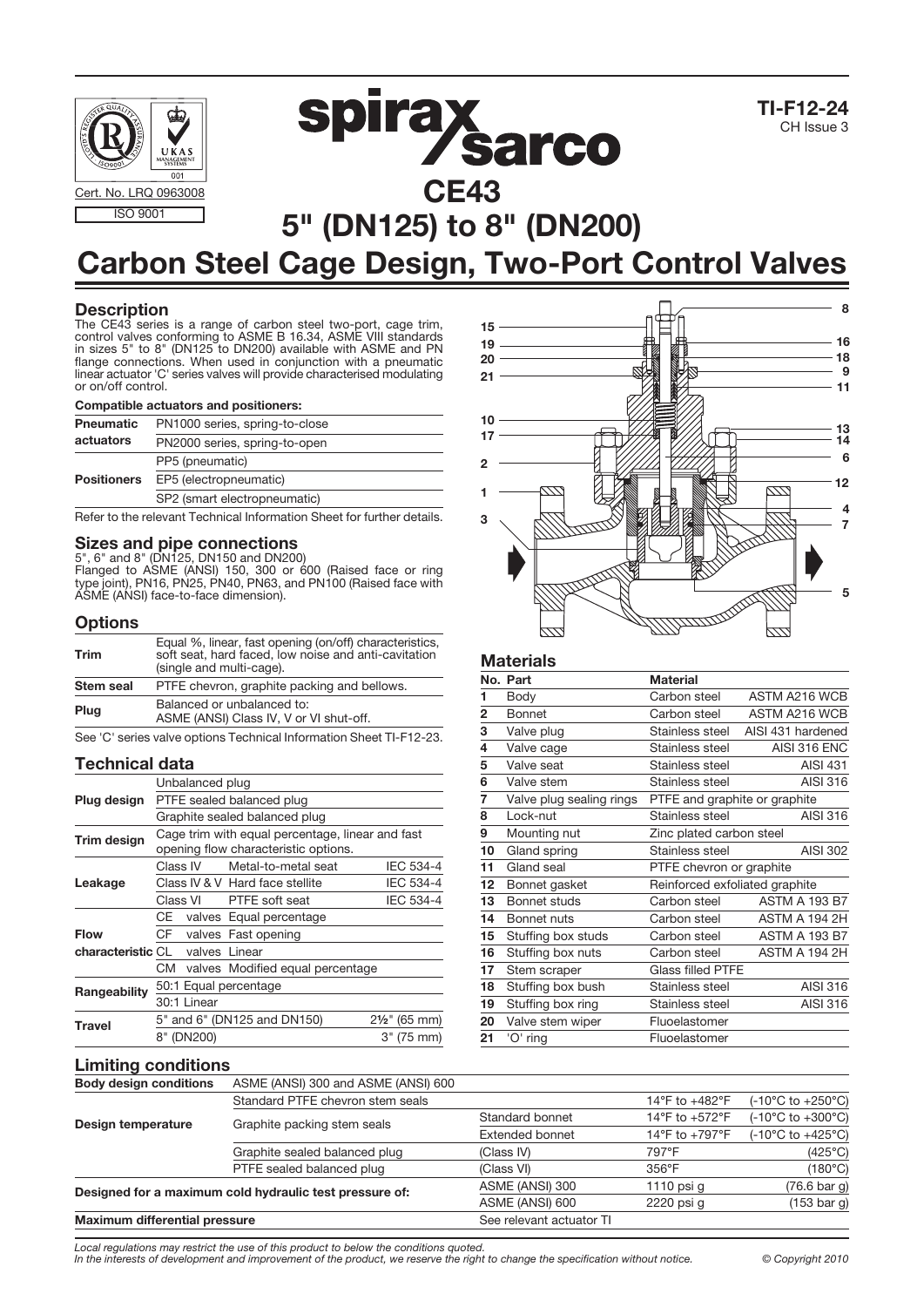TI-F12-24
CH Issue 3

Cert. No. LRQ 0963008
ISO 9001

# CE43
# 5" (DN125) to 8" (DN200)
# Carbon Steel Cage Design, Two-Port Control Valves

## Description

The CE43 series is a range of carbon steel two-port, cage trim, control valves conforming to ASME B 16.34, ASME VIII standards in sizes 5" to 8" (DN125 to DN200) available with ASME and PN flange connections. When used in conjunction with a pneumatic linear actuator 'C' series valves will provide characterised modulating or on/off control.

**Compatible actuators and positioners:**

| | |
|---|---|
| **Pneumatic actuators** | PN1000 series, spring-to-close |
| | PN2000 series, spring-to-open |
| **Positioners** | PP5 (pneumatic) |
| | EP5 (electropneumatic) |
| | SP2 (smart electropneumatic) |

Refer to the relevant Technical Information Sheet for further details.

## Sizes and pipe connections

5", 6" and 8" (DN125, DN150 and DN200)
Flanged to ASME (ANSI) 150, 300 or 600 (Raised face or ring type joint), PN16, PN25, PN40, PN63, and PN100 (Raised face with ASME (ANSI) face-to-face dimension).

## Options

| | |
|---|---|
| **Trim** | Equal %, linear, fast opening (on/off) characteristics, soft seat, hard faced, low noise and anti-cavitation (single and multi-cage). |
| **Stem seal** | PTFE chevron, graphite packing and bellows. |
| **Plug** | Balanced or unbalanced to: ASME (ANSI) Class IV, V or VI shut-off. |

See 'C' series valve options Technical Information Sheet TI-F12-23.

## Technical data

| | | | |
|---|---|---|---|
| **Plug design** | Unbalanced plug | | |
| | PTFE sealed balanced plug | | |
| | Graphite sealed balanced plug | | |
| **Trim design** | Cage trim with equal percentage, linear and fast opening flow characteristic options. | | |
| **Leakage** | Class IV | Metal-to-metal seat | IEC 534-4 |
| | Class IV & V | Hard face stellite | IEC 534-4 |
| | Class VI | PTFE soft seat | IEC 534-4 |
| **Flow characteristic** | CE valves | Equal percentage | |
| | CF valves | Fast opening | |
| | CL valves | Linear | |
| | CM valves | Modified equal percentage | |
| **Rangeability** | 50:1 Equal percentage | | |
| | 30:1 Linear | | |
| **Travel** | 5" and 6" (DN125 and DN150) | | 2½" (65 mm) |
| | 8" (DN200) | | 3" (75 mm) |

## Materials

| No. | Part | Material | |
|---|---|---|---|
| 1 | Body | Carbon steel | ASTM A216 WCB |
| 2 | Bonnet | Carbon steel | ASTM A216 WCB |
| 3 | Valve plug | Stainless steel | AISI 431 hardened |
| 4 | Valve cage | Stainless steel | AISI 316 ENC |
| 5 | Valve seat | Stainless steel | AISI 431 |
| 6 | Valve stem | Stainless steel | AISI 316 |
| 7 | Valve plug sealing rings | PTFE and graphite or graphite | |
| 8 | Lock-nut | Stainless steel | AISI 316 |
| 9 | Mounting nut | Zinc plated carbon steel | |
| 10 | Gland spring | Stainless steel | AISI 302 |
| 11 | Gland seal | PTFE chevron or graphite | |
| 12 | Bonnet gasket | Reinforced exfoliated graphite | |
| 13 | Bonnet studs | Carbon steel | ASTM A 193 B7 |
| 14 | Bonnet nuts | Carbon steel | ASTM A 194 2H |
| 15 | Stuffing box studs | Carbon steel | ASTM A 193 B7 |
| 16 | Stuffing box nuts | Carbon steel | ASTM A 194 2H |
| 17 | Stem scraper | Glass filled PTFE | |
| 18 | Stuffing box bush | Stainless steel | AISI 316 |
| 19 | Stuffing box ring | Stainless steel | AISI 316 |
| 20 | Valve stem wiper | Fluoelastomer | |
| 21 | 'O' ring | Fluoelastomer | |

## Limiting conditions

| | | | | |
|---|---|---|---|---|
| **Body design conditions** | ASME (ANSI) 300 and ASME (ANSI) 600 | | | |
| **Design temperature** | Standard PTFE chevron stem seals | | 14°F to +482°F | (-10°C to +250°C) |
| | Graphite packing stem seals | Standard bonnet | 14°F to +572°F | (-10°C to +300°C) |
| | | Extended bonnet | 14°F to +797°F | (-10°C to +425°C) |
| | Graphite sealed balanced plug | (Class IV) | 797°F | (425°C) |
| | PTFE sealed balanced plug | (Class VI) | 356°F | (180°C) |
| **Designed for a maximum cold hydraulic test pressure of:** | | ASME (ANSI) 300 | 1110 psi g | (76.6 bar g) |
| | | ASME (ANSI) 600 | 2220 psi g | (153 bar g) |
| **Maximum differential pressure** | | See relevant actuator TI | | |

*Local regulations may restrict the use of this product to below the conditions quoted.*
*In the interests of development and improvement of the product, we reserve the right to change the specification without notice.*

© Copyright 2010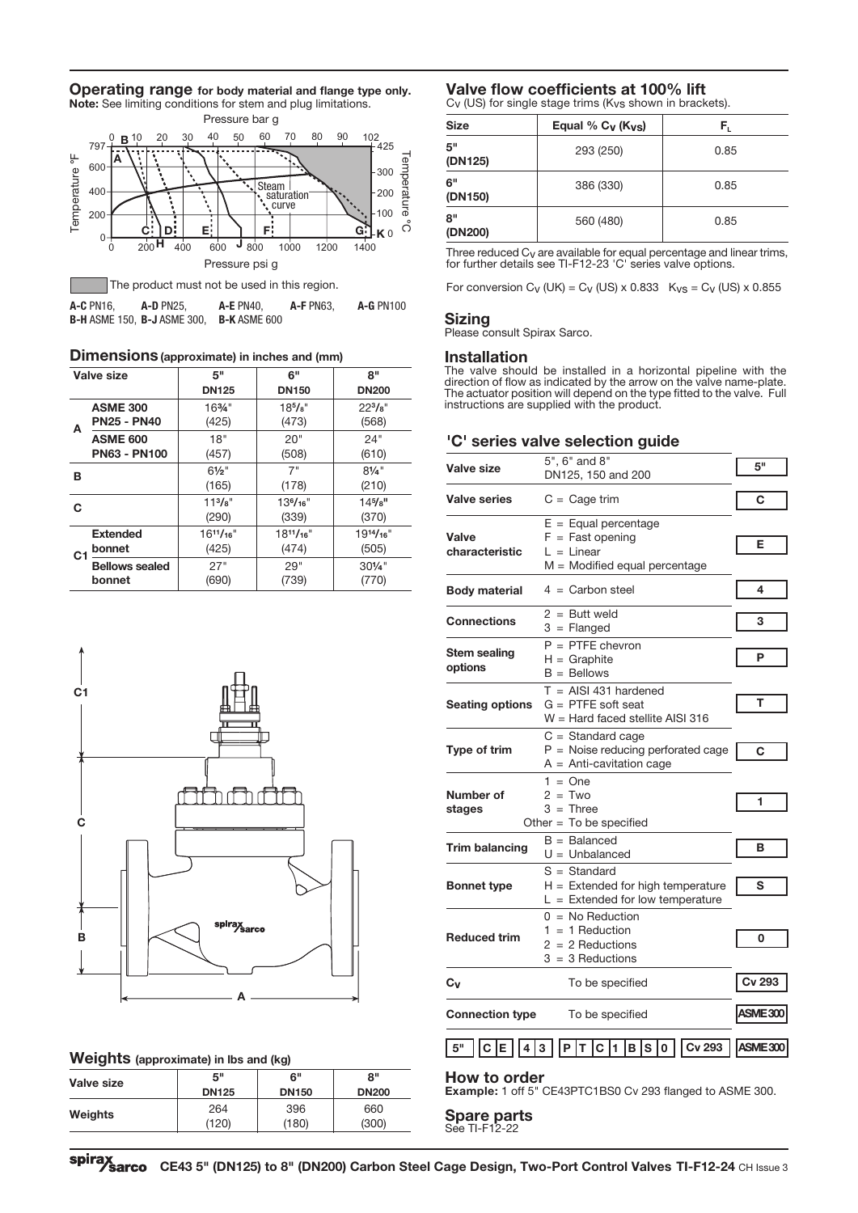## Operating range for body material and flange type only.

**Note:** See limiting conditions for stem and plug limitations.

Pressure bar g

0 10 20 30 40 50 60 70 80 90 102

797 600 400 200 0

Temperature °F

425 300 200 100 0

Temperature °C

Steam saturation curve

A B C D E F G H J K

0 200 400 600 800 1000 1200 1400

Pressure psi g

The product must not be used in this region.

**A-C** PN16, **A-D** PN25, **A-E** PN40, **A-F** PN63, **A-G** PN100
**B-H** ASME 150, **B-J** ASME 300, **B-K** ASME 600

## Dimensions (approximate) in inches and (mm)

| Valve size | | 5" DN125 | 6" DN150 | 8" DN200 |
|---|---|---|---|---|
| A | ASME 300 PN25 - PN40 | 16¾" (425) | 18⅝" (473) | 22⅜" (568) |
| | ASME 600 PN63 - PN100 | 18" (457) | 20" (508) | 24" (610) |
| B | | 6½" (165) | 7" (178) | 8¼" (210) |
| C | | 11⅜" (290) | 13⁶⁄₁₆" (339) | 14⅝" (370) |
| C1 | Extended bonnet | 16¹¹⁄₁₆" (425) | 18¹¹⁄₁₆" (474) | 19¹⁴⁄₁₆" (505) |
| | Bellows sealed bonnet | 27" (690) | 29" (739) | 30¼" (770) |

C1

C

B

A

## Weights (approximate) in lbs and (kg)

| Valve size | 5" DN125 | 6" DN150 | 8" DN200 |
|---|---|---|---|
| Weights | 264 (120) | 396 (180) | 660 (300) |

## Valve flow coefficients at 100% lift

$C_V$ (US) for single stage trims ($K_{VS}$ shown in brackets).

| Size | Equal % $C_V$ ($K_{VS}$) | $F_L$ |
|---|---|---|
| 5" (DN125) | 293 (250) | 0.85 |
| 6" (DN150) | 386 (330) | 0.85 |
| 8" (DN200) | 560 (480) | 0.85 |

Three reduced $C_V$ are available for equal percentage and linear trims, for further details see TI-F12-23 'C' series valve options.

For conversion $C_V$ (UK) = $C_V$ (US) x 0.833 $K_{VS}$ = $C_V$ (US) x 0.855

## Sizing

Please consult Spirax Sarco.

## Installation

The valve should be installed in a horizontal pipeline with the direction of flow as indicated by the arrow on the valve name-plate. The actuator position will depend on the type fitted to the valve. Full instructions are supplied with the product.

## 'C' series valve selection guide

| | | |
|---|---|---|
| Valve size | 5", 6" and 8" DN125, 150 and 200 | 5" |
| Valve series | C = Cage trim | C |
| Valve characteristic | E = Equal percentage F = Fast opening L = Linear M = Modified equal percentage | E |
| Body material | 4 = Carbon steel | 4 |
| Connections | 2 = Butt weld 3 = Flanged | 3 |
| Stem sealing options | P = PTFE chevron H = Graphite B = Bellows | P |
| Seating options | T = AISI 431 hardened G = PTFE soft seat W = Hard faced stellite AISI 316 | T |
| Type of trim | C = Standard cage P = Noise reducing perforated cage A = Anti-cavitation cage | C |
| Number of stages | 1 = One 2 = Two 3 = Three Other = To be specified | 1 |
| Trim balancing | B = Balanced U = Unbalanced | B |
| Bonnet type | S = Standard H = Extended for high temperature L = Extended for low temperature | S |
| Reduced trim | 0 = No Reduction 1 = 1 Reduction 2 = 2 Reductions 3 = 3 Reductions | 0 |
| $C_V$ | To be specified | Cv 293 |
| Connection type | To be specified | ASME 300 |

5" | C | E | 4 | 3 | P | T | C | 1 | B | S | 0 | Cv 293 | ASME 300

## How to order

**Example:** 1 off 5" CE43PTC1BS0 Cv 293 flanged to ASME 300.

## Spare parts

See TI-F12-22